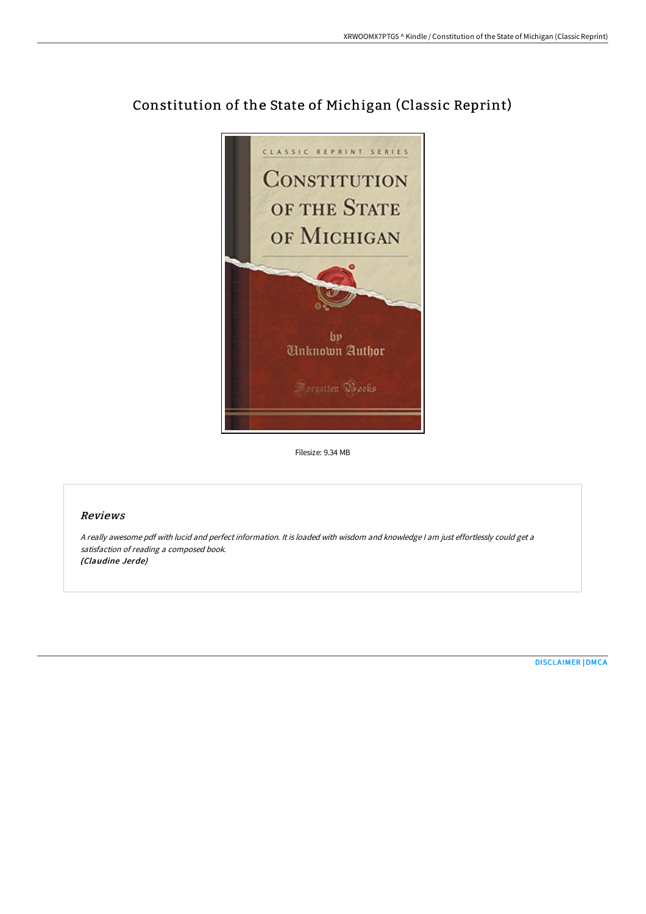# Constitution of the State of Michigan (Classic Reprint)

Filesize: 9.34 MB

## *Reviews*

*A really awesome pdf with lucid and perfect information. It is loaded with wisdom and knowledge I am just effortlessly could get a satisfaction of reading a composed book.*
***(Claudine Jerde)***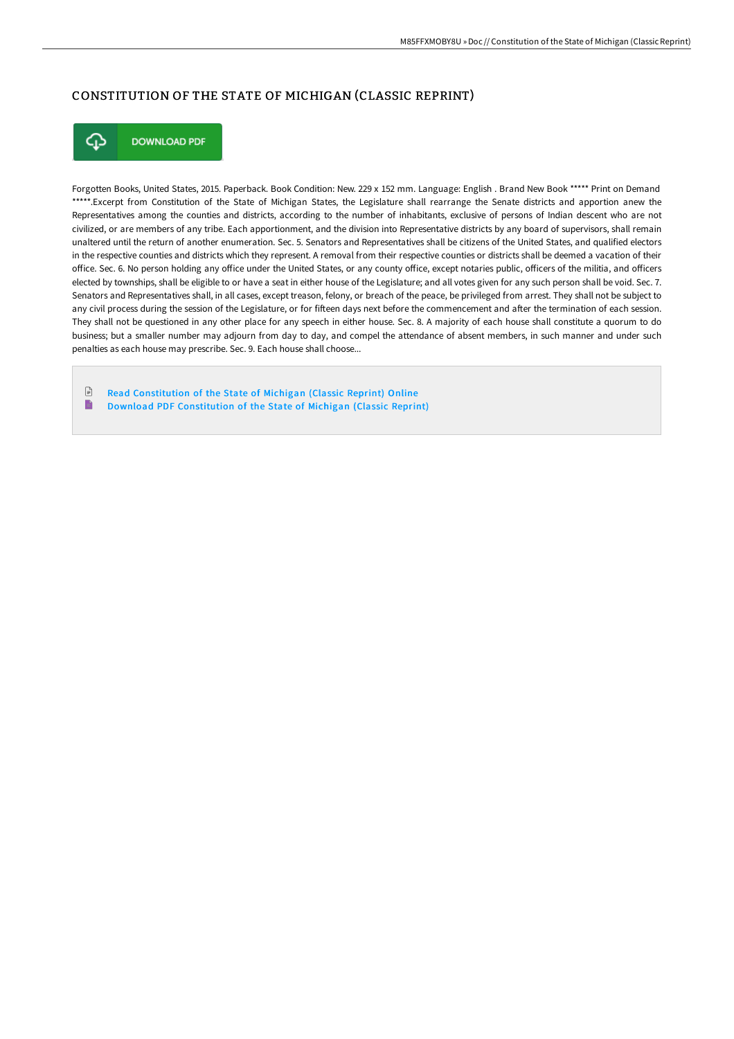# CONSTITUTION OF THE STATE OF MICHIGAN (CLASSIC REPRINT)

DOWNLOAD PDF

Forgotten Books, United States, 2015. Paperback. Book Condition: New. 229 x 152 mm. Language: English . Brand New Book ***** Print on Demand *****.Excerpt from Constitution of the State of Michigan States, the Legislature shall rearrange the Senate districts and apportion anew the Representatives among the counties and districts, according to the number of inhabitants, exclusive of persons of Indian descent who are not civilized, or are members of any tribe. Each apportionment, and the division into Representative districts by any board of supervisors, shall remain unaltered until the return of another enumeration. Sec. 5. Senators and Representatives shall be citizens of the United States, and qualified electors in the respective counties and districts which they represent. A removal from their respective counties or districts shall be deemed a vacation of their office. Sec. 6. No person holding any office under the United States, or any county office, except notaries public, officers of the militia, and officers elected by townships, shall be eligible to or have a seat in either house of the Legislature; and all votes given for any such person shall be void. Sec. 7. Senators and Representatives shall, in all cases, except treason, felony, or breach of the peace, be privileged from arrest. They shall not be subject to any civil process during the session of the Legislature, or for fifteen days next before the commencement and after the termination of each session. They shall not be questioned in any other place for any speech in either house. Sec. 8. A majority of each house shall constitute a quorum to do business; but a smaller number may adjourn from day to day, and compel the attendance of absent members, in such manner and under such penalties as each house may prescribe. Sec. 9. Each house shall choose...

- Read Constitution of the State of Michigan (Classic Reprint) Online
- Download PDF Constitution of the State of Michigan (Classic Reprint)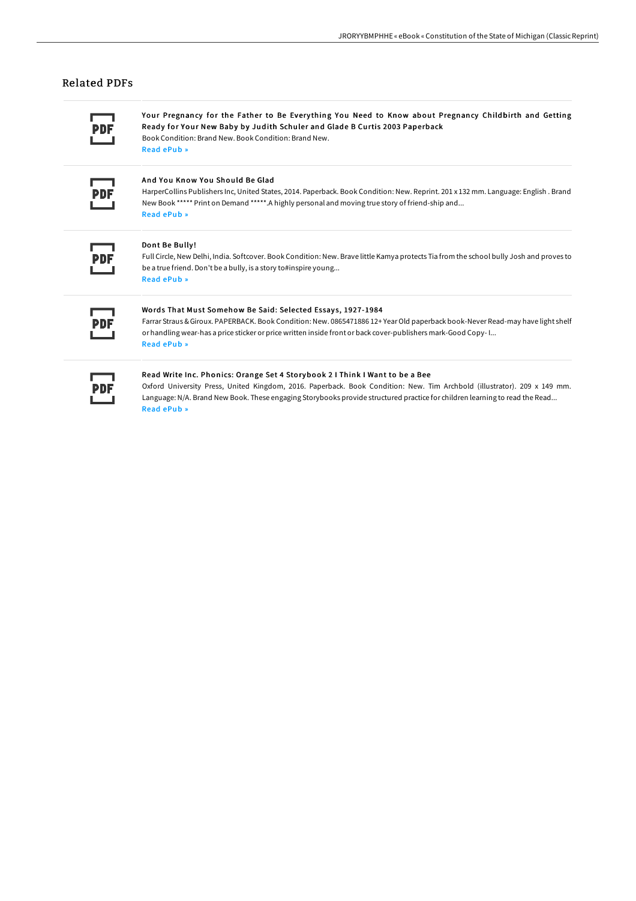## Related PDFs

**Your Pregnancy for the Father to Be Everything You Need to Know about Pregnancy Childbirth and Getting Ready for Your New Baby by Judith Schuler and Glade B Curtis 2003 Paperback**

Book Condition: Brand New. Book Condition: Brand New.

Read ePub »

**And You Know You Should Be Glad**

HarperCollins Publishers Inc, United States, 2014. Paperback. Book Condition: New. Reprint. 201 x 132 mm. Language: English . Brand New Book ***** Print on Demand *****.A highly personal and moving true story of friend-ship and...

Read ePub »

**Dont Be Bully!**

Full Circle, New Delhi, India. Softcover. Book Condition: New. Brave little Kamya protects Tia from the school bully Josh and proves to be a true friend. Don't be a bully, is a story to#inspire young...

Read ePub »

**Words That Must Somehow Be Said: Selected Essays, 1927-1984**

Farrar Straus & Giroux. PAPERBACK. Book Condition: New. 0865471886 12+ Year Old paperback book-Never Read-may have light shelf or handling wear-has a price sticker or price written inside front or back cover-publishers mark-Good Copy- I...

Read ePub »

**Read Write Inc. Phonics: Orange Set 4 Storybook 2 I Think I Want to be a Bee**

Oxford University Press, United Kingdom, 2016. Paperback. Book Condition: New. Tim Archbold (illustrator). 209 x 149 mm. Language: N/A. Brand New Book. These engaging Storybooks provide structured practice for children learning to read the Read...

Read ePub »